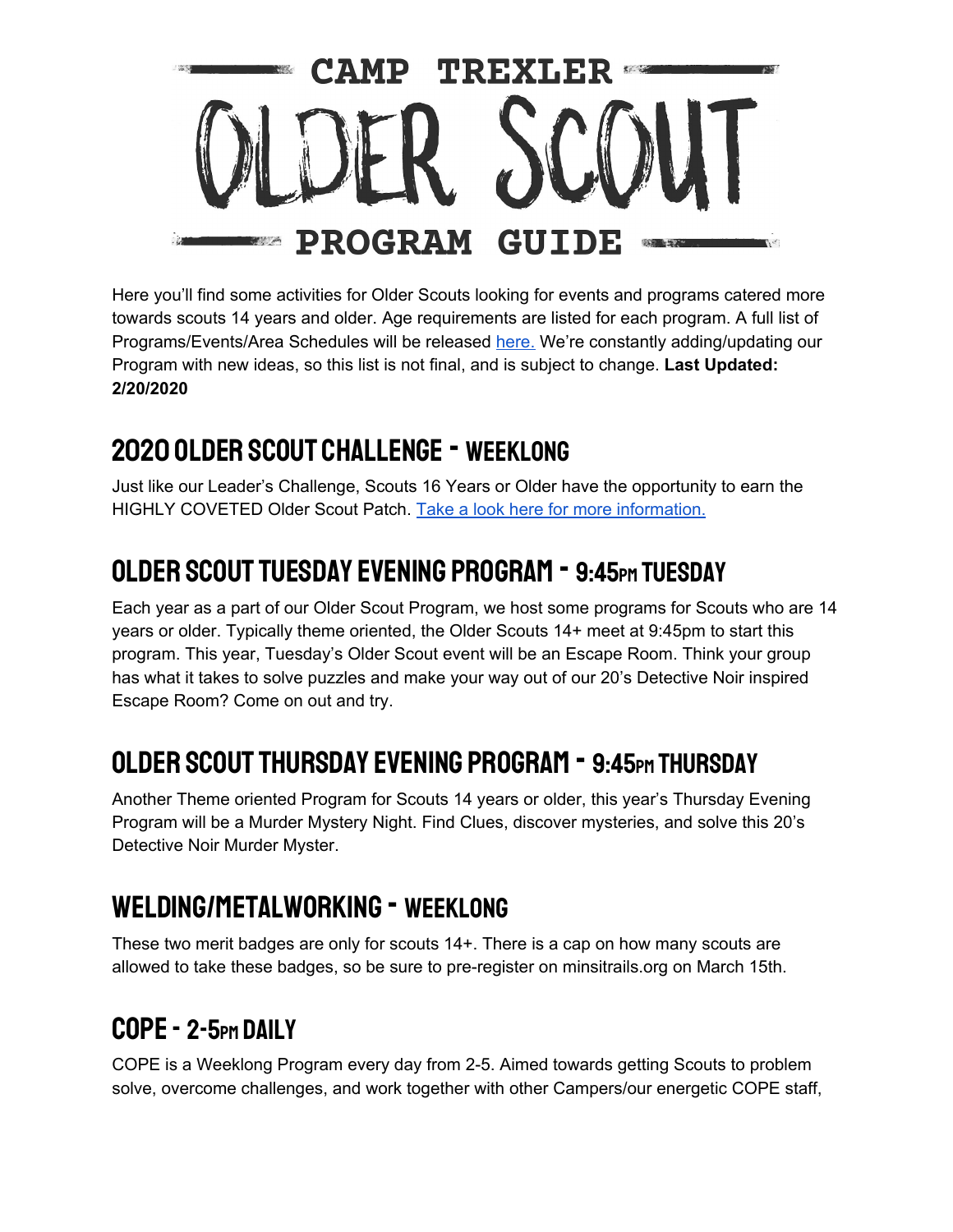# CAMP TREXLER OLDER SCOUT PROGRAM GUIDE

Here you'll find some activities for Older Scouts looking for events and programs catered more towards scouts 14 years and older. Age requirements are listed for each program. A full list of Programs/Events/Area Schedules will be released here. We're constantly adding/updating our Program with new ideas, so this list is not final, and is subject to change. **Last Updated: 2/20/2020**

## 2020 Older Scout Challenge - Weeklong

Just like our Leader's Challenge, Scouts 16 Years or Older have the opportunity to earn the HIGHLY COVETED Older Scout Patch. Take a look here for more information.

## Older Scout Tuesday Evening Program - 9:45pm Tuesday

Each year as a part of our Older Scout Program, we host some programs for Scouts who are 14 years or older. Typically theme oriented, the Older Scouts 14+ meet at 9:45pm to start this program. This year, Tuesday's Older Scout event will be an Escape Room. Think your group has what it takes to solve puzzles and make your way out of our 20's Detective Noir inspired Escape Room? Come on out and try.

## Older Scout Thursday Evening Program - 9:45pm Thursday

Another Theme oriented Program for Scouts 14 years or older, this year's Thursday Evening Program will be a Murder Mystery Night. Find Clues, discover mysteries, and solve this 20's Detective Noir Murder Myster.

## Welding/Metalworking - Weeklong

These two merit badges are only for scouts 14+. There is a cap on how many scouts are allowed to take these badges, so be sure to pre-register on minsitrails.org on March 15th.

## COPE - 2-5pm Daily

COPE is a Weeklong Program every day from 2-5. Aimed towards getting Scouts to problem solve, overcome challenges, and work together with other Campers/our energetic COPE staff,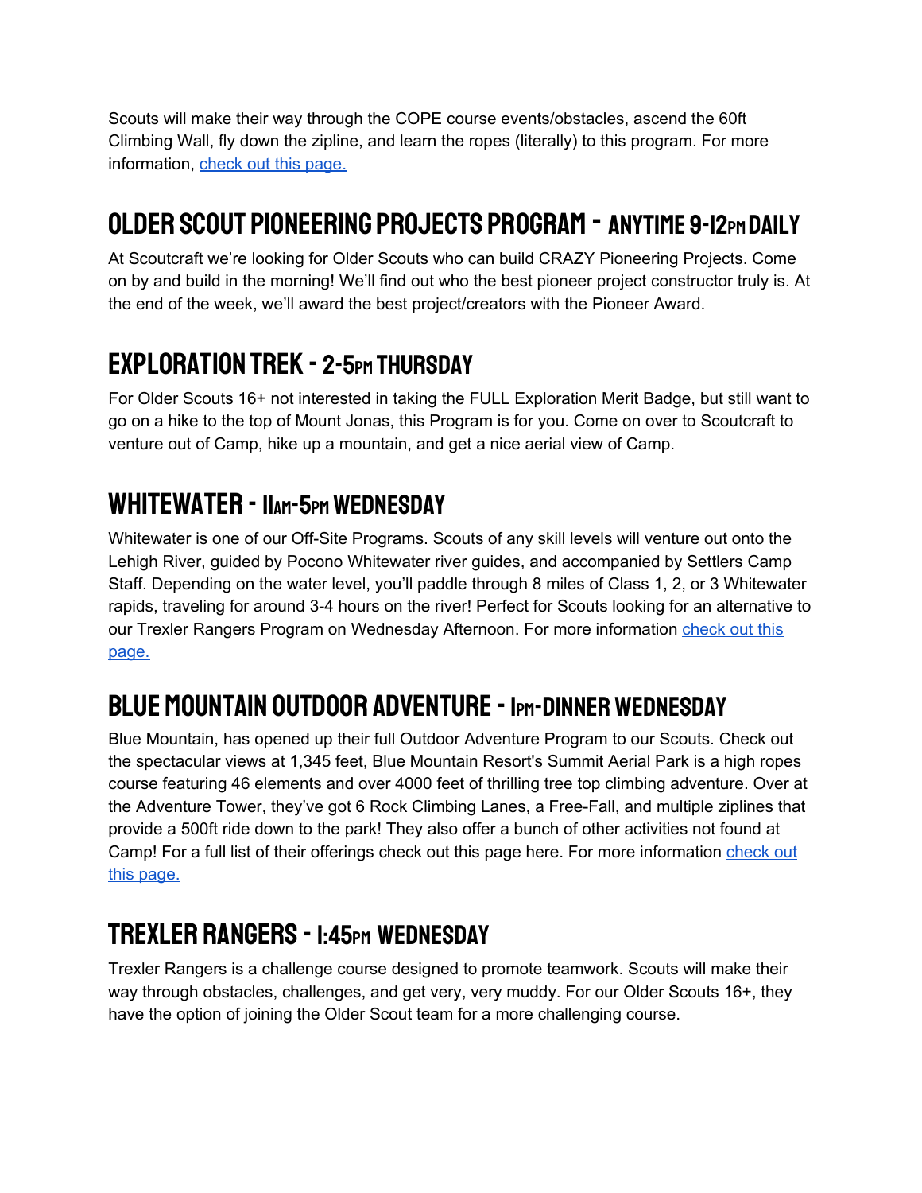Scouts will make their way through the COPE course events/obstacles, ascend the 60ft Climbing Wall, fly down the zipline, and learn the ropes (literally) to this program. For more information, [check out this page.]()

## Older Scout Pioneering Projects Program - Anytime 9-12pm Daily

At Scoutcraft we're looking for Older Scouts who can build CRAZY Pioneering Projects. Come on by and build in the morning! We'll find out who the best pioneer project constructor truly is. At the end of the week, we'll award the best project/creators with the Pioneer Award.

## Exploration Trek - 2-5pm Thursday

For Older Scouts 16+ not interested in taking the FULL Exploration Merit Badge, but still want to go on a hike to the top of Mount Jonas, this Program is for you. Come on over to Scoutcraft to venture out of Camp, hike up a mountain, and get a nice aerial view of Camp.

## Whitewater - 11am-5pm Wednesday

Whitewater is one of our Off-Site Programs. Scouts of any skill levels will venture out onto the Lehigh River, guided by Pocono Whitewater river guides, and accompanied by Settlers Camp Staff. Depending on the water level, you'll paddle through 8 miles of Class 1, 2, or 3 Whitewater rapids, traveling for around 3-4 hours on the river! Perfect for Scouts looking for an alternative to our Trexler Rangers Program on Wednesday Afternoon. For more information [check out this page.]()

## Blue Mountain Outdoor Adventure - 1pm-Dinner Wednesday

Blue Mountain, has opened up their full Outdoor Adventure Program to our Scouts. Check out the spectacular views at 1,345 feet, Blue Mountain Resort's Summit Aerial Park is a high ropes course featuring 46 elements and over 4000 feet of thrilling tree top climbing adventure. Over at the Adventure Tower, they've got 6 Rock Climbing Lanes, a Free-Fall, and multiple ziplines that provide a 500ft ride down to the park! They also offer a bunch of other activities not found at Camp! For a full list of their offerings check out this page here. For more information [check out this page.]()

## Trexler Rangers - 1:45pm Wednesday

Trexler Rangers is a challenge course designed to promote teamwork. Scouts will make their way through obstacles, challenges, and get very, very muddy. For our Older Scouts 16+, they have the option of joining the Older Scout team for a more challenging course.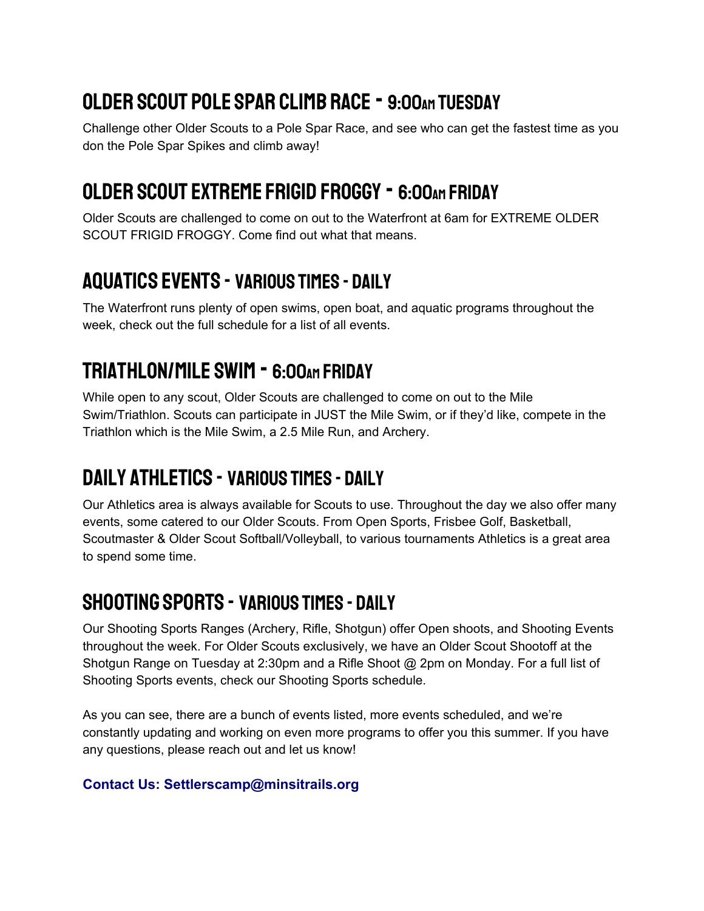## OLDER SCOUT POLE SPAR CLIMB RACE - 9:00AM TUESDAY

Challenge other Older Scouts to a Pole Spar Race, and see who can get the fastest time as you don the Pole Spar Spikes and climb away!

## OLDER SCOUT EXTREME FRIGID FROGGY - 6:00AM FRIDAY

Older Scouts are challenged to come on out to the Waterfront at 6am for EXTREME OLDER SCOUT FRIGID FROGGY. Come find out what that means.

## AQUATICS EVENTS - VARIOUS TIMES - DAILY

The Waterfront runs plenty of open swims, open boat, and aquatic programs throughout the week, check out the full schedule for a list of all events.

## TRIATHLON/MILE SWIM - 6:00AM FRIDAY

While open to any scout, Older Scouts are challenged to come on out to the Mile Swim/Triathlon. Scouts can participate in JUST the Mile Swim, or if they'd like, compete in the Triathlon which is the Mile Swim, a 2.5 Mile Run, and Archery.

## DAILY ATHLETICS - VARIOUS TIMES - DAILY

Our Athletics area is always available for Scouts to use. Throughout the day we also offer many events, some catered to our Older Scouts. From Open Sports, Frisbee Golf, Basketball, Scoutmaster & Older Scout Softball/Volleyball, to various tournaments Athletics is a great area to spend some time.

## SHOOTING SPORTS - VARIOUS TIMES - DAILY

Our Shooting Sports Ranges (Archery, Rifle, Shotgun) offer Open shoots, and Shooting Events throughout the week. For Older Scouts exclusively, we have an Older Scout Shootoff at the Shotgun Range on Tuesday at 2:30pm and a Rifle Shoot @ 2pm on Monday. For a full list of Shooting Sports events, check our Shooting Sports schedule.

As you can see, there are a bunch of events listed, more events scheduled, and we're constantly updating and working on even more programs to offer you this summer. If you have any questions, please reach out and let us know!

**Contact Us: Settlerscamp@minsitrails.org**